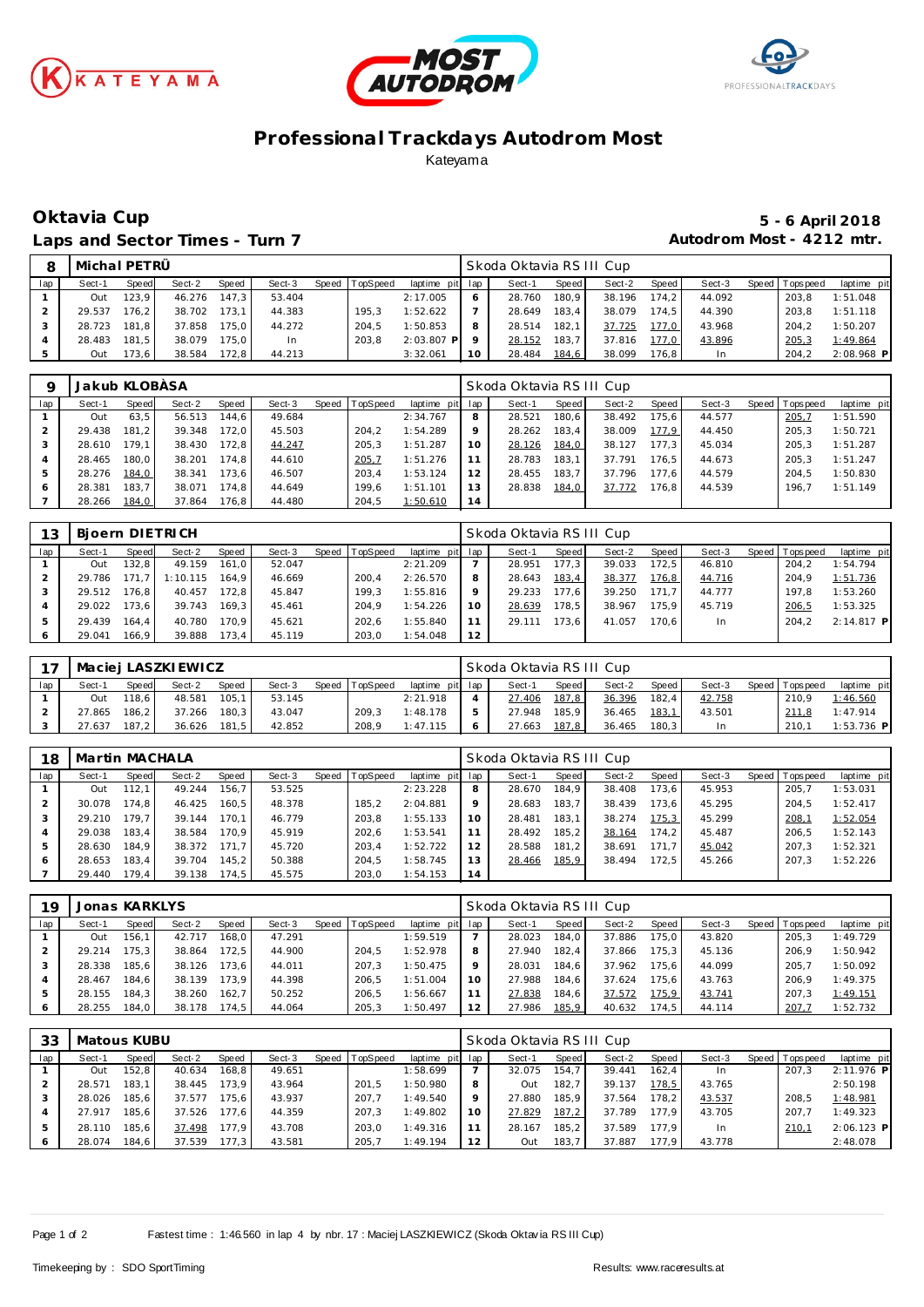# Professional Trackdays Autodrom Most

Kateyama

## Oktavia Cup

**5 - 6 April 2018**

### Laps and Sector Times - Turn 7

**Autodrom Most - 4212 mtr.**

| 8 | Michal PETRŮ | | | | | | | | | Skoda Oktavia RS III Cup | | | | | | | | |
|---|---|---|---|---|---|---|---|---|---|---|---|---|---|---|---|---|---|---|
| lap | Sect-1 | Speed | Sect-2 | Speed | Sect-3 | Speed | TopSpeed | laptime pit | lap | Sect-1 | Speed | Sect-2 | Speed | Sect-3 | Speed | Topspeed | laptime pit |
| 1 | Out | 123,9 | 46.276 | 147,3 | 53.404 | | | 2:17.005 | 6 | 28.760 | 180,9 | 38.196 | 174,2 | 44.092 | | 203,8 | 1:51.048 |
| 2 | 29.537 | 176,2 | 38.702 | 173,1 | 44.383 | | 195,3 | 1:52.622 | 7 | 28.649 | 183,4 | 38.079 | 174,5 | 44.390 | | 203,8 | 1:51.118 |
| 3 | 28.723 | 181,8 | 37.858 | 175,0 | 44.272 | | 204,5 | 1:50.853 | 8 | 28.514 | 182,1 | 37.725 | 177,0 | 43.968 | | 204,2 | 1:50.207 |
| 4 | 28.483 | 181,5 | 38.079 | 175,0 | In | | 203,8 | 2:03.807 P | 9 | 28.152 | 183,7 | 37.816 | 177,0 | 43.896 | | 205,3 | 1:49.864 |
| 5 | Out | 173,6 | 38.584 | 172,8 | 44.213 | | | 3:32.061 | 10 | 28.484 | 184,6 | 38.099 | 176,8 | In | | 204,2 | 2:08.968 P |

| 9 | Jakub KLOBÀSA | | | | | | | | | Skoda Oktavia RS III Cup | | | | | | | | |
|---|---|---|---|---|---|---|---|---|---|---|---|---|---|---|---|---|---|---|
| lap | Sect-1 | Speed | Sect-2 | Speed | Sect-3 | Speed | TopSpeed | laptime pit | lap | Sect-1 | Speed | Sect-2 | Speed | Sect-3 | Speed | Topspeed | laptime pit |
| 1 | Out | 63,5 | 56.513 | 144,6 | 49.684 | | | 2:34.767 | 8 | 28.521 | 180,6 | 38.492 | 175,6 | 44.577 | | 205,7 | 1:51.590 |
| 2 | 29.438 | 181,2 | 39.348 | 172,0 | 45.503 | | 204,2 | 1:54.289 | 9 | 28.262 | 183,4 | 38.009 | 177,9 | 44.450 | | 205,3 | 1:50.721 |
| 3 | 28.610 | 179,1 | 38.430 | 172,8 | 44.247 | | 205,3 | 1:51.287 | 10 | 28.126 | 184,0 | 38.127 | 177,3 | 45.034 | | 205,3 | 1:51.287 |
| 4 | 28.465 | 180,0 | 38.201 | 174,8 | 44.610 | | 205,7 | 1:51.276 | 11 | 28.783 | 183,1 | 37.791 | 176,5 | 44.673 | | 205,3 | 1:51.247 |
| 5 | 28.276 | 184,0 | 38.341 | 173,6 | 46.507 | | 203,4 | 1:53.124 | 12 | 28.455 | 183,7 | 37.796 | 177,6 | 44.579 | | 204,5 | 1:50.830 |
| 6 | 28.381 | 183,7 | 38.071 | 174,8 | 44.649 | | 199,6 | 1:51.101 | 13 | 28.838 | 184,0 | 37.772 | 176,8 | 44.539 | | 196,7 | 1:51.149 |
| 7 | 28.266 | 184,0 | 37.864 | 176,8 | 44.480 | | 204,5 | 1:50.610 | 14 | | | | | | | | |

| 13 | Bjoern DIETRICH | | | | | | | | | Skoda Oktavia RS III Cup | | | | | | | | |
|---|---|---|---|---|---|---|---|---|---|---|---|---|---|---|---|---|---|---|
| lap | Sect-1 | Speed | Sect-2 | Speed | Sect-3 | Speed | TopSpeed | laptime pit | lap | Sect-1 | Speed | Sect-2 | Speed | Sect-3 | Speed | Topspeed | laptime pit |
| 1 | Out | 132,8 | 49.159 | 161,0 | 52.047 | | | 2:21.209 | 7 | 28.951 | 177,3 | 39.033 | 172,5 | 46.810 | | 204,2 | 1:54.794 |
| 2 | 29.786 | 171,7 | 1:10.115 | 164,9 | 46.669 | | 200,4 | 2:26.570 | 8 | 28.643 | 183,4 | 38.377 | 176,8 | 44.716 | | 204,9 | 1:51.736 |
| 3 | 29.512 | 176,8 | 40.457 | 172,8 | 45.847 | | 199,3 | 1:55.816 | 9 | 29.233 | 177,6 | 39.250 | 171,7 | 44.777 | | 197,8 | 1:53.260 |
| 4 | 29.022 | 173,6 | 39.743 | 169,3 | 45.461 | | 204,9 | 1:54.226 | 10 | 28.639 | 178,5 | 38.967 | 175,9 | 45.719 | | 206,5 | 1:53.325 |
| 5 | 29.439 | 164,4 | 40.780 | 170,9 | 45.621 | | 202,6 | 1:55.840 | 11 | 29.111 | 173,6 | 41.057 | 170,6 | In | | 204,2 | 2:14.817 P |
| 6 | 29.041 | 166,9 | 39.888 | 173,4 | 45.119 | | 203,0 | 1:54.048 | 12 | | | | | | | | |

| 17 | Maciej LASZKIEWICZ | | | | | | | | | Skoda Oktavia RS III Cup | | | | | | | | |
|---|---|---|---|---|---|---|---|---|---|---|---|---|---|---|---|---|---|---|
| lap | Sect-1 | Speed | Sect-2 | Speed | Sect-3 | Speed | TopSpeed | laptime pit | lap | Sect-1 | Speed | Sect-2 | Speed | Sect-3 | Speed | Topspeed | laptime pit |
| 1 | Out | 118,6 | 48.581 | 105,1 | 53.145 | | | 2:21.918 | 4 | 27.406 | 187,8 | 36.396 | 182,4 | 42.758 | | 210,9 | 1:46.560 |
| 2 | 27.865 | 186,2 | 37.266 | 180,3 | 43.047 | | 209,3 | 1:48.178 | 5 | 27.948 | 185,9 | 36.465 | 183,1 | 43.501 | | 211,8 | 1:47.914 |
| 3 | 27.637 | 187,2 | 36.626 | 181,5 | 42.852 | | 208,9 | 1:47.115 | 6 | 27.663 | 187,8 | 36.465 | 180,3 | In | | 210,1 | 1:53.736 P |

| 18 | Martin MACHALA | | | | | | | | | Skoda Oktavia RS III Cup | | | | | | | | |
|---|---|---|---|---|---|---|---|---|---|---|---|---|---|---|---|---|---|---|
| lap | Sect-1 | Speed | Sect-2 | Speed | Sect-3 | Speed | TopSpeed | laptime pit | lap | Sect-1 | Speed | Sect-2 | Speed | Sect-3 | Speed | Topspeed | laptime pit |
| 1 | Out | 112,1 | 49.244 | 156,7 | 53.525 | | | 2:23.228 | 8 | 28.670 | 184,9 | 38.408 | 173,6 | 45.953 | | 205,7 | 1:53.031 |
| 2 | 30.078 | 174,8 | 46.425 | 160,5 | 48.378 | | 185,2 | 2:04.881 | 9 | 28.683 | 183,7 | 38.439 | 173,6 | 45.295 | | 204,5 | 1:52.417 |
| 3 | 29.210 | 179,7 | 39.144 | 170,1 | 46.779 | | 203,8 | 1:55.133 | 10 | 28.481 | 183,1 | 38.274 | 175,3 | 45.299 | | 208,1 | 1:52.054 |
| 4 | 29.038 | 183,4 | 38.584 | 170,9 | 45.919 | | 202,6 | 1:53.541 | 11 | 28.492 | 185,2 | 38.164 | 174,2 | 45.487 | | 206,5 | 1:52.143 |
| 5 | 28.630 | 184,9 | 38.372 | 171,7 | 45.720 | | 203,4 | 1:52.722 | 12 | 28.588 | 181,2 | 38.691 | 171,7 | 45.042 | | 207,3 | 1:52.321 |
| 6 | 28.653 | 183,4 | 39.704 | 145,2 | 50.388 | | 204,5 | 1:58.745 | 13 | 28.466 | 185,9 | 38.494 | 172,5 | 45.266 | | 207,3 | 1:52.226 |
| 7 | 29.440 | 179,4 | 39.138 | 174,5 | 45.575 | | 203,0 | 1:54.153 | 14 | | | | | | | | |

| 19 | Jonas KARKLYS | | | | | | | | | Skoda Oktavia RS III Cup | | | | | | | | |
|---|---|---|---|---|---|---|---|---|---|---|---|---|---|---|---|---|---|---|
| lap | Sect-1 | Speed | Sect-2 | Speed | Sect-3 | Speed | TopSpeed | laptime pit | lap | Sect-1 | Speed | Sect-2 | Speed | Sect-3 | Speed | Topspeed | laptime pit |
| 1 | Out | 156,1 | 42.717 | 168,0 | 47.291 | | | 1:59.519 | 7 | 28.023 | 184,0 | 37.886 | 175,0 | 43.820 | | 205,3 | 1:49.729 |
| 2 | 29.214 | 175,3 | 38.864 | 172,5 | 44.900 | | 204,5 | 1:52.978 | 8 | 27.940 | 182,4 | 37.866 | 175,3 | 45.136 | | 206,9 | 1:50.942 |
| 3 | 28.338 | 185,6 | 38.126 | 173,6 | 44.011 | | 207,3 | 1:50.475 | 9 | 28.031 | 184,6 | 37.962 | 175,6 | 44.099 | | 205,7 | 1:50.092 |
| 4 | 28.467 | 184,6 | 38.139 | 173,9 | 44.398 | | 206,5 | 1:51.004 | 10 | 27.988 | 184,6 | 37.624 | 175,6 | 43.763 | | 206,9 | 1:49.375 |
| 5 | 28.155 | 184,3 | 38.260 | 162,7 | 50.252 | | 206,5 | 1:56.667 | 11 | 27.838 | 184,6 | 37.572 | 175,9 | 43.741 | | 207,3 | 1:49.151 |
| 6 | 28.255 | 184,0 | 38.178 | 174,5 | 44.064 | | 205,3 | 1:50.497 | 12 | 27.986 | 185,9 | 40.632 | 174,5 | 44.114 | | 207,7 | 1:52.732 |

| 33 | Matous KUBU | | | | | | | | | Skoda Oktavia RS III Cup | | | | | | | | |
|---|---|---|---|---|---|---|---|---|---|---|---|---|---|---|---|---|---|---|
| lap | Sect-1 | Speed | Sect-2 | Speed | Sect-3 | Speed | TopSpeed | laptime pit | lap | Sect-1 | Speed | Sect-2 | Speed | Sect-3 | Speed | Topspeed | laptime pit |
| 1 | Out | 152,8 | 40.634 | 168,8 | 49.651 | | | 1:58.699 | 7 | 32.075 | 154,7 | 39.441 | 162,4 | In | | 207,3 | 2:11.976 P |
| 2 | 28.571 | 183,1 | 38.445 | 173,9 | 43.964 | | 201,5 | 1:50.980 | 8 | Out | 182,7 | 39.137 | 178,5 | 43.765 | | | 2:50.198 |
| 3 | 28.026 | 185,6 | 37.577 | 175,6 | 43.937 | | 207,7 | 1:49.540 | 9 | 27.880 | 185,9 | 37.564 | 178,2 | 43.537 | | 208,5 | 1:48.981 |
| 4 | 27.917 | 185,6 | 37.526 | 177,6 | 44.359 | | 207,3 | 1:49.802 | 10 | 27.829 | 187,2 | 37.789 | 177,9 | 43.705 | | 207,7 | 1:49.323 |
| 5 | 28.110 | 185,6 | 37.498 | 177,9 | 43.708 | | 203,0 | 1:49.316 | 11 | 28.167 | 185,2 | 37.589 | 177,9 | In | | 210,1 | 2:06.123 P |
| 6 | 28.074 | 184,6 | 37.539 | 177,3 | 43.581 | | 205,7 | 1:49.194 | 12 | Out | 183,7 | 37.887 | 177,9 | 43.778 | | | 2:48.078 |

Fastest time : 1:46.560 in lap 4 by nbr. 17 : Maciej LASZKIEWICZ (Skoda Oktavia RS III Cup)

Timekeeping by : SDO SportTiming

Results: www.raceresults.at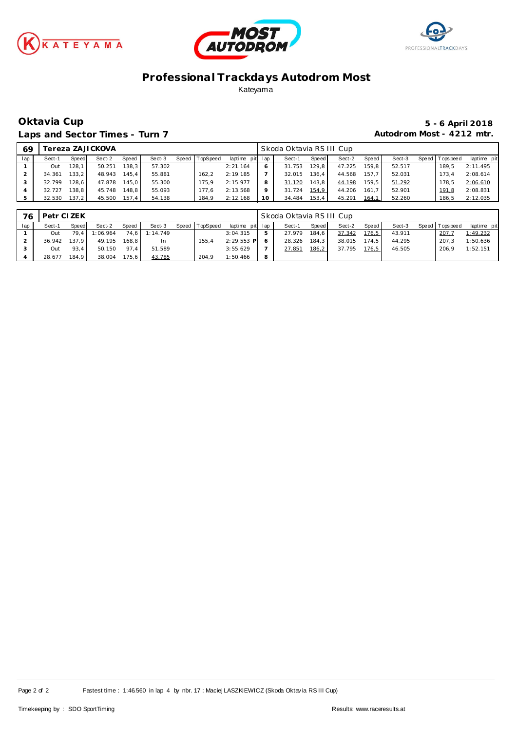# Professional Trackdays Autodrom Most

Kateyama

## Oktavia Cup

**Laps and Sector Times - Turn 7**

**5 - 6 April 2018**
**Autodrom Most - 4212 mtr.**

| 69 | Tereza ZAJICKOVA | | | | | | | | Skoda Oktavia RS III Cup | | | | | | | | |
|---|---|---|---|---|---|---|---|---|---|---|---|---|---|---|---|---|---|
| lap | Sect-1 | Speed | Sect-2 | Speed | Sect-3 | Speed | TopSpeed | laptime pit | lap | Sect-1 | Speed | Sect-2 | Speed | Sect-3 | Speed | Topspeed | laptime pit |
| 1 | Out | 128,1 | 50.251 | 138,3 | 57.302 | | | 2:21.164 | 6 | 31.753 | 129,8 | 47.225 | 159,8 | 52.517 | | 189,5 | 2:11.495 |
| 2 | 34.361 | 133,2 | 48.943 | 145,4 | 55.881 | | 162,2 | 2:19.185 | 7 | 32.015 | 136,4 | 44.568 | 157,7 | 52.031 | | 173,4 | 2:08.614 |
| 3 | 32.799 | 128,6 | 47.878 | 145,0 | 55.300 | | 175,9 | 2:15.977 | 8 | 31.120 | 143,8 | 44.198 | 159,5 | 51.292 | | 178,5 | 2:06.610 |
| 4 | 32.727 | 138,8 | 45.748 | 148,8 | 55.093 | | 177,6 | 2:13.568 | 9 | 31.724 | 154,9 | 44.206 | 161,7 | 52.901 | | 191,8 | 2:08.831 |
| 5 | 32.530 | 137,2 | 45.500 | 157,4 | 54.138 | | 184,9 | 2:12.168 | 10 | 34.484 | 153,4 | 45.291 | 164,1 | 52.260 | | 186,5 | 2:12.035 |

| 76 | Petr CIZEK | | | | | | | | Skoda Oktavia RS III Cup | | | | | | | | |
|---|---|---|---|---|---|---|---|---|---|---|---|---|---|---|---|---|---|
| lap | Sect-1 | Speed | Sect-2 | Speed | Sect-3 | Speed | TopSpeed | laptime pit | lap | Sect-1 | Speed | Sect-2 | Speed | Sect-3 | Speed | Topspeed | laptime pit |
| 1 | Out | 79,4 | 1:06.964 | 74,6 | 1:14.749 | | | 3:04.315 | 5 | 27.979 | 184,6 | 37.342 | 176,5 | 43.911 | | 207,7 | 1:49.232 |
| 2 | 36.942 | 137,9 | 49.195 | 168,8 | In | | 155,4 | 2:29.553 P | 6 | 28.326 | 184,3 | 38.015 | 174,5 | 44.295 | | 207,3 | 1:50.636 |
| 3 | Out | 93,4 | 50.150 | 97,4 | 51.589 | | | 3:55.629 | 7 | 27.851 | 186,2 | 37.795 | 176,5 | 46.505 | | 206,9 | 1:52.151 |
| 4 | 28.677 | 184,9 | 38.004 | 175,6 | 43.785 | | 204,9 | 1:50.466 | 8 | | | | | | | | |

Fastest time : 1:46.560 in lap 4 by nbr. 17 : Maciej LASZKIEWICZ (Skoda Oktavia RS III Cup)

Timekeeping by : SDO SportTiming

Results: www.raceresults.at